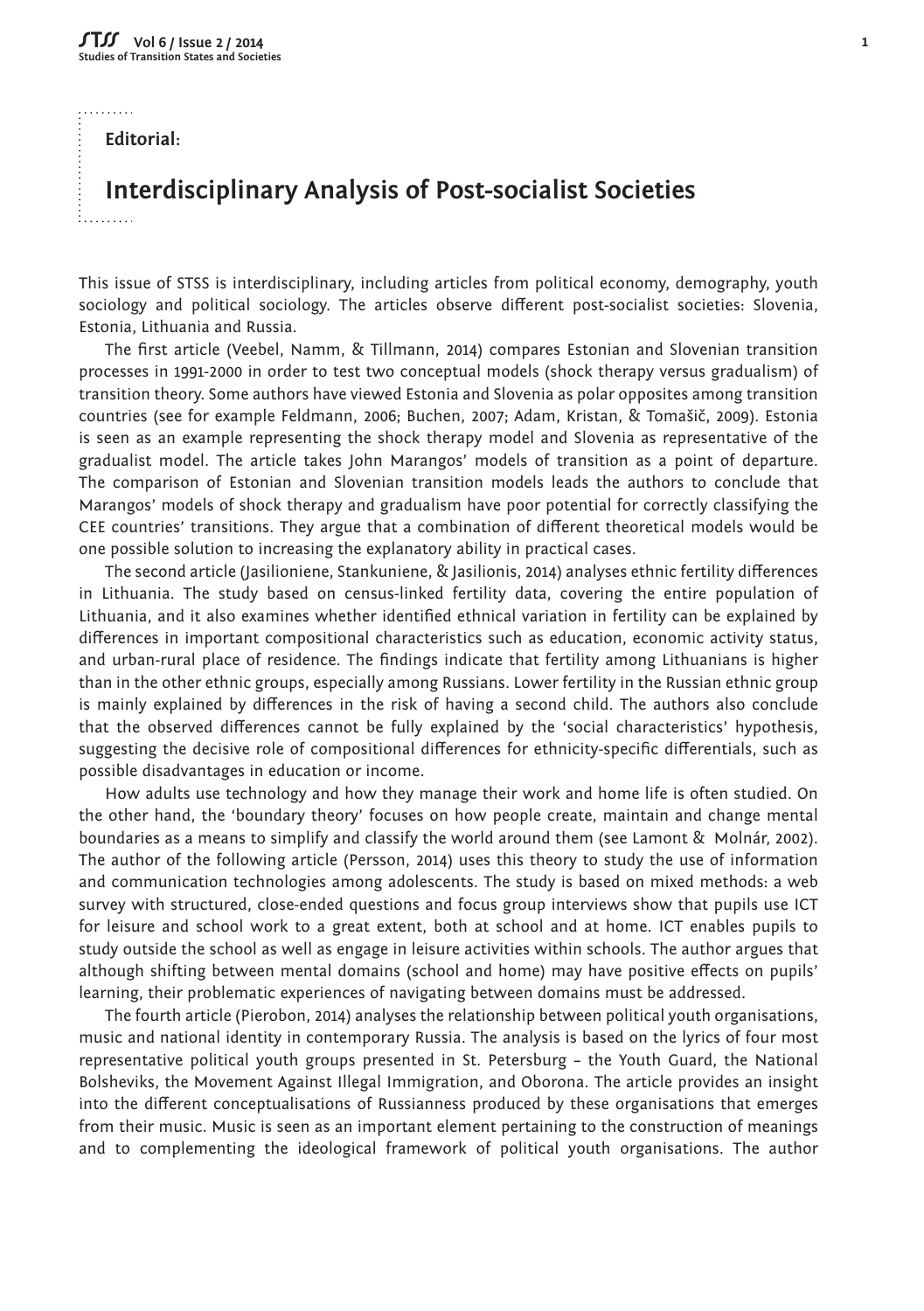**Editorial:**

# Interdisciplinary Analysis of Post-socialist Societies

This issue of STSS is interdisciplinary, including articles from political economy, demography, youth sociology and political sociology. The articles observe different post-socialist societies: Slovenia, Estonia, Lithuania and Russia.

The first article (Veebel, Namm, & Tillmann, 2014) compares Estonian and Slovenian transition processes in 1991-2000 in order to test two conceptual models (shock therapy versus gradualism) of transition theory. Some authors have viewed Estonia and Slovenia as polar opposites among transition countries (see for example Feldmann, 2006; Buchen, 2007; Adam, Kristan, & Tomašič, 2009). Estonia is seen as an example representing the shock therapy model and Slovenia as representative of the gradualist model. The article takes John Marangos' models of transition as a point of departure. The comparison of Estonian and Slovenian transition models leads the authors to conclude that Marangos' models of shock therapy and gradualism have poor potential for correctly classifying the CEE countries' transitions. They argue that a combination of different theoretical models would be one possible solution to increasing the explanatory ability in practical cases.

The second article (Jasilioniene, Stankuniene, & Jasilionis, 2014) analyses ethnic fertility differences in Lithuania. The study based on census-linked fertility data, covering the entire population of Lithuania, and it also examines whether identified ethnical variation in fertility can be explained by differences in important compositional characteristics such as education, economic activity status, and urban-rural place of residence. The findings indicate that fertility among Lithuanians is higher than in the other ethnic groups, especially among Russians. Lower fertility in the Russian ethnic group is mainly explained by differences in the risk of having a second child. The authors also conclude that the observed differences cannot be fully explained by the 'social characteristics' hypothesis, suggesting the decisive role of compositional differences for ethnicity-specific differentials, such as possible disadvantages in education or income.

How adults use technology and how they manage their work and home life is often studied. On the other hand, the 'boundary theory' focuses on how people create, maintain and change mental boundaries as a means to simplify and classify the world around them (see Lamont & Molnár, 2002). The author of the following article (Persson, 2014) uses this theory to study the use of information and communication technologies among adolescents. The study is based on mixed methods: a web survey with structured, close-ended questions and focus group interviews show that pupils use ICT for leisure and school work to a great extent, both at school and at home. ICT enables pupils to study outside the school as well as engage in leisure activities within schools. The author argues that although shifting between mental domains (school and home) may have positive effects on pupils' learning, their problematic experiences of navigating between domains must be addressed.

The fourth article (Pierobon, 2014) analyses the relationship between political youth organisations, music and national identity in contemporary Russia. The analysis is based on the lyrics of four most representative political youth groups presented in St. Petersburg – the Youth Guard, the National Bolsheviks, the Movement Against Illegal Immigration, and Oborona. The article provides an insight into the different conceptualisations of Russianness produced by these organisations that emerges from their music. Music is seen as an important element pertaining to the construction of meanings and to complementing the ideological framework of political youth organisations. The author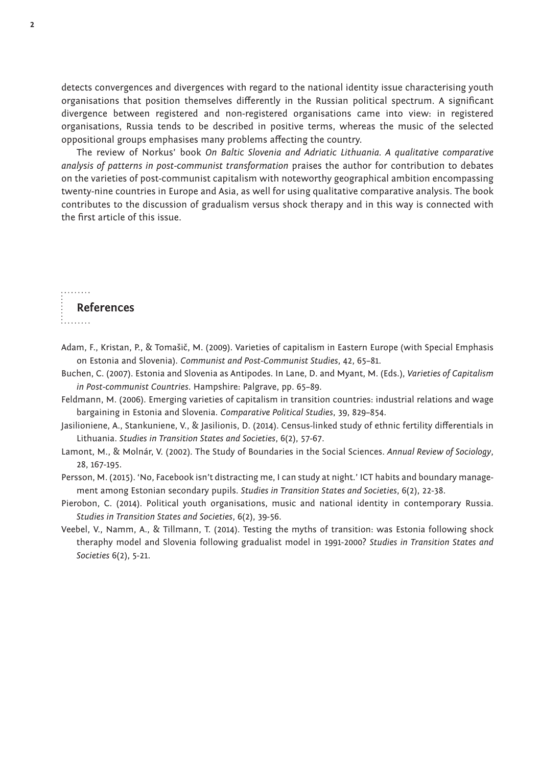detects convergences and divergences with regard to the national identity issue characterising youth organisations that position themselves differently in the Russian political spectrum. A significant divergence between registered and non-registered organisations came into view: in registered organisations, Russia tends to be described in positive terms, whereas the music of the selected oppositional groups emphasises many problems affecting the country.

The review of Norkus' book *On Baltic Slovenia and Adriatic Lithuania. A qualitative comparative analysis of patterns in post-communist transformation* praises the author for contribution to debates on the varieties of post-communist capitalism with noteworthy geographical ambition encompassing twenty-nine countries in Europe and Asia, as well for using qualitative comparative analysis. The book contributes to the discussion of gradualism versus shock therapy and in this way is connected with the first article of this issue.

## References

Adam, F., Kristan, P., & Tomašič, M. (2009). Varieties of capitalism in Eastern Europe (with Special Emphasis on Estonia and Slovenia). *Communist and Post-Communist Studies*, 42, 65–81.

Buchen, C. (2007). Estonia and Slovenia as Antipodes. In Lane, D. and Myant, M. (Eds.), *Varieties of Capitalism in Post-communist Countries*. Hampshire: Palgrave, pp. 65–89.

Feldmann, M. (2006). Emerging varieties of capitalism in transition countries: industrial relations and wage bargaining in Estonia and Slovenia. *Comparative Political Studies*, 39, 829–854.

Jasilioniene, A., Stankuniene, V., & Jasilionis, D. (2014). Census-linked study of ethnic fertility differentials in Lithuania. *Studies in Transition States and Societies*, 6(2), 57-67.

Lamont, M., & Molnár, V. (2002). The Study of Boundaries in the Social Sciences. *Annual Review of Sociology*, 28, 167-195.

Persson, M. (2015). 'No, Facebook isn't distracting me, I can study at night.' ICT habits and boundary management among Estonian secondary pupils. *Studies in Transition States and Societies*, 6(2), 22-38.

Pierobon, C. (2014). Political youth organisations, music and national identity in contemporary Russia. *Studies in Transition States and Societies*, 6(2), 39-56.

Veebel, V., Namm, A., & Tillmann, T. (2014). Testing the myths of transition: was Estonia following shock theraphy model and Slovenia following gradualist model in 1991-2000? *Studies in Transition States and Societies* 6(2), 5-21.